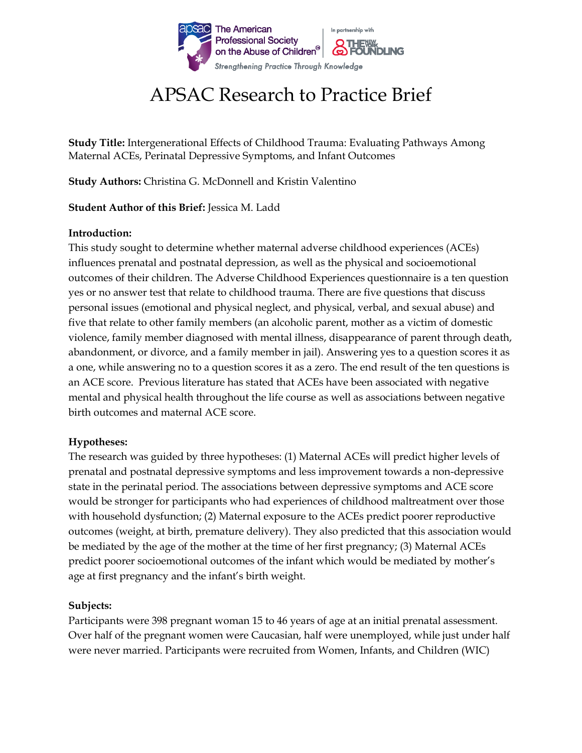# APSAC Research to Practice Brief

**Study Title:** Intergenerational Effects of Childhood Trauma: Evaluating Pathways Among Maternal ACEs, Perinatal Depressive Symptoms, and Infant Outcomes

**Study Authors:** Christina G. McDonnell and Kristin Valentino

**Student Author of this Brief:** Jessica M. Ladd

**Introduction:**

This study sought to determine whether maternal adverse childhood experiences (ACEs) influences prenatal and postnatal depression, as well as the physical and socioemotional outcomes of their children. The Adverse Childhood Experiences questionnaire is a ten question yes or no answer test that relate to childhood trauma. There are five questions that discuss personal issues (emotional and physical neglect, and physical, verbal, and sexual abuse) and five that relate to other family members (an alcoholic parent, mother as a victim of domestic violence, family member diagnosed with mental illness, disappearance of parent through death, abandonment, or divorce, and a family member in jail). Answering yes to a question scores it as a one, while answering no to a question scores it as a zero. The end result of the ten questions is an ACE score. Previous literature has stated that ACEs have been associated with negative mental and physical health throughout the life course as well as associations between negative birth outcomes and maternal ACE score.

**Hypotheses:**

The research was guided by three hypotheses: (1) Maternal ACEs will predict higher levels of prenatal and postnatal depressive symptoms and less improvement towards a non-depressive state in the perinatal period. The associations between depressive symptoms and ACE score would be stronger for participants who had experiences of childhood maltreatment over those with household dysfunction; (2) Maternal exposure to the ACEs predict poorer reproductive outcomes (weight, at birth, premature delivery). They also predicted that this association would be mediated by the age of the mother at the time of her first pregnancy; (3) Maternal ACEs predict poorer socioemotional outcomes of the infant which would be mediated by mother's age at first pregnancy and the infant's birth weight.

**Subjects:**

Participants were 398 pregnant woman 15 to 46 years of age at an initial prenatal assessment. Over half of the pregnant women were Caucasian, half were unemployed, while just under half were never married. Participants were recruited from Women, Infants, and Children (WIC)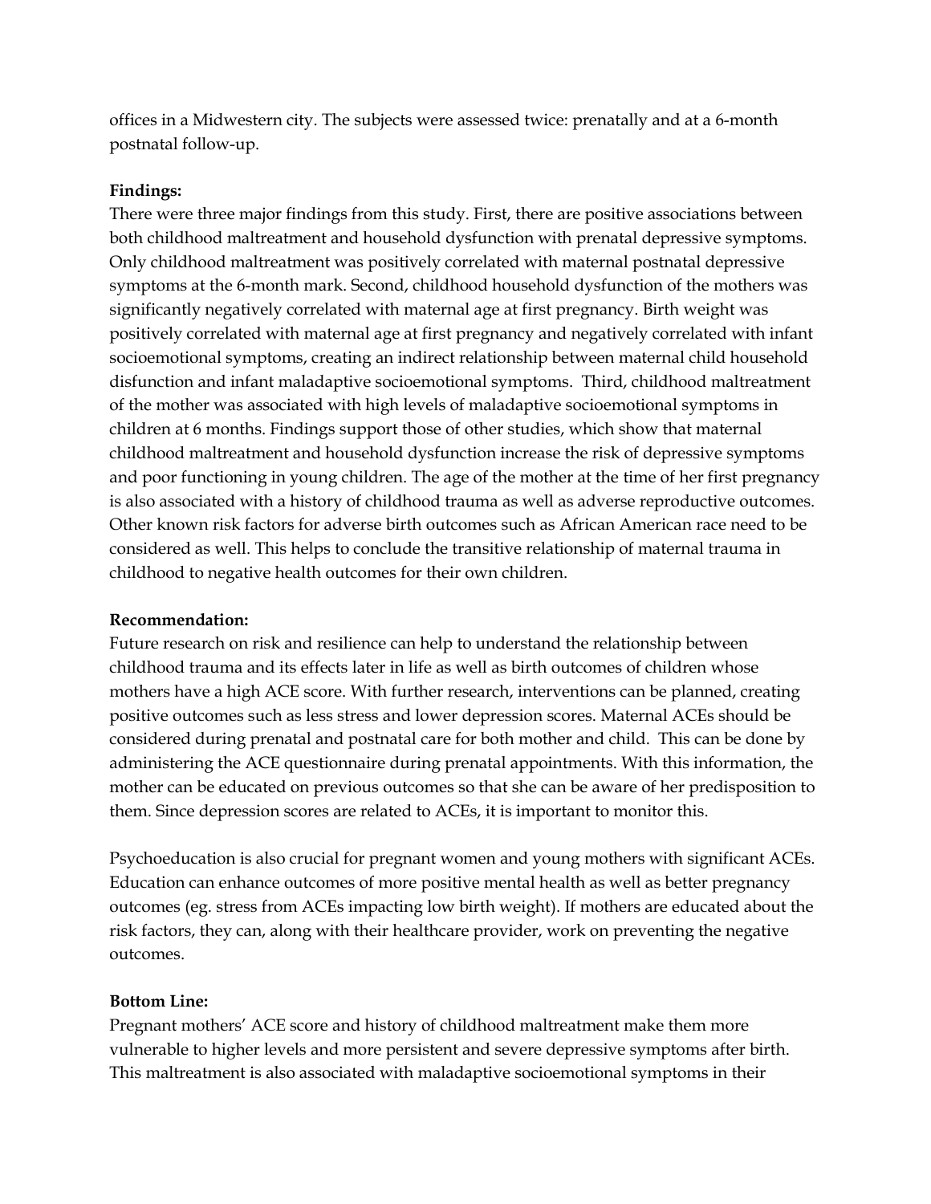offices in a Midwestern city. The subjects were assessed twice: prenatally and at a 6-month postnatal follow-up.

**Findings:**

There were three major findings from this study. First, there are positive associations between both childhood maltreatment and household dysfunction with prenatal depressive symptoms. Only childhood maltreatment was positively correlated with maternal postnatal depressive symptoms at the 6-month mark. Second, childhood household dysfunction of the mothers was significantly negatively correlated with maternal age at first pregnancy. Birth weight was positively correlated with maternal age at first pregnancy and negatively correlated with infant socioemotional symptoms, creating an indirect relationship between maternal child household disfunction and infant maladaptive socioemotional symptoms. Third, childhood maltreatment of the mother was associated with high levels of maladaptive socioemotional symptoms in children at 6 months. Findings support those of other studies, which show that maternal childhood maltreatment and household dysfunction increase the risk of depressive symptoms and poor functioning in young children. The age of the mother at the time of her first pregnancy is also associated with a history of childhood trauma as well as adverse reproductive outcomes. Other known risk factors for adverse birth outcomes such as African American race need to be considered as well. This helps to conclude the transitive relationship of maternal trauma in childhood to negative health outcomes for their own children.

**Recommendation:**

Future research on risk and resilience can help to understand the relationship between childhood trauma and its effects later in life as well as birth outcomes of children whose mothers have a high ACE score. With further research, interventions can be planned, creating positive outcomes such as less stress and lower depression scores. Maternal ACEs should be considered during prenatal and postnatal care for both mother and child. This can be done by administering the ACE questionnaire during prenatal appointments. With this information, the mother can be educated on previous outcomes so that she can be aware of her predisposition to them. Since depression scores are related to ACEs, it is important to monitor this.

Psychoeducation is also crucial for pregnant women and young mothers with significant ACEs. Education can enhance outcomes of more positive mental health as well as better pregnancy outcomes (eg. stress from ACEs impacting low birth weight). If mothers are educated about the risk factors, they can, along with their healthcare provider, work on preventing the negative outcomes.

**Bottom Line:**

Pregnant mothers' ACE score and history of childhood maltreatment make them more vulnerable to higher levels and more persistent and severe depressive symptoms after birth. This maltreatment is also associated with maladaptive socioemotional symptoms in their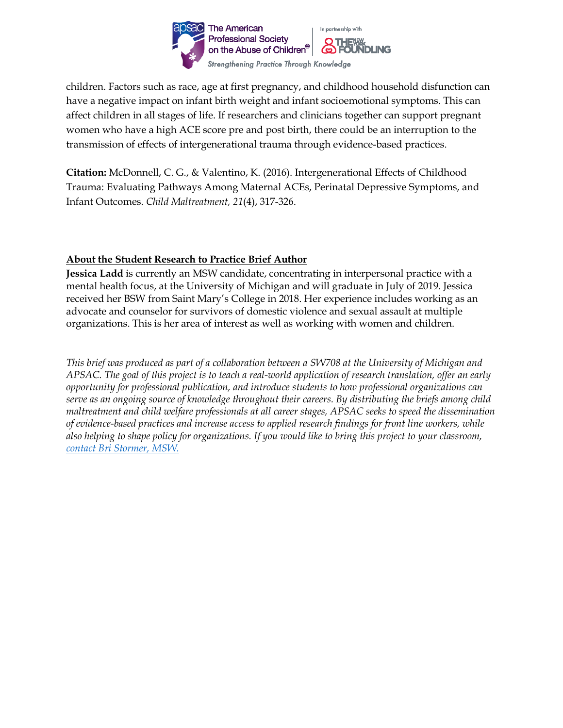children. Factors such as race, age at first pregnancy, and childhood household disfunction can have a negative impact on infant birth weight and infant socioemotional symptoms. This can affect children in all stages of life. If researchers and clinicians together can support pregnant women who have a high ACE score pre and post birth, there could be an interruption to the transmission of effects of intergenerational trauma through evidence-based practices.

**Citation:** McDonnell, C. G., & Valentino, K. (2016). Intergenerational Effects of Childhood Trauma: Evaluating Pathways Among Maternal ACEs, Perinatal Depressive Symptoms, and Infant Outcomes. *Child Maltreatment, 21*(4), 317-326.

## About the Student Research to Practice Brief Author

**Jessica Ladd** is currently an MSW candidate, concentrating in interpersonal practice with a mental health focus, at the University of Michigan and will graduate in July of 2019. Jessica received her BSW from Saint Mary's College in 2018. Her experience includes working as an advocate and counselor for survivors of domestic violence and sexual assault at multiple organizations. This is her area of interest as well as working with women and children.

*This brief was produced as part of a collaboration between a SW708 at the University of Michigan and APSAC. The goal of this project is to teach a real-world application of research translation, offer an early opportunity for professional publication, and introduce students to how professional organizations can serve as an ongoing source of knowledge throughout their careers. By distributing the briefs among child maltreatment and child welfare professionals at all career stages, APSAC seeks to speed the dissemination of evidence-based practices and increase access to applied research findings for front line workers, while also helping to shape policy for organizations. If you would like to bring this project to your classroom, contact Bri Stormer, MSW.*